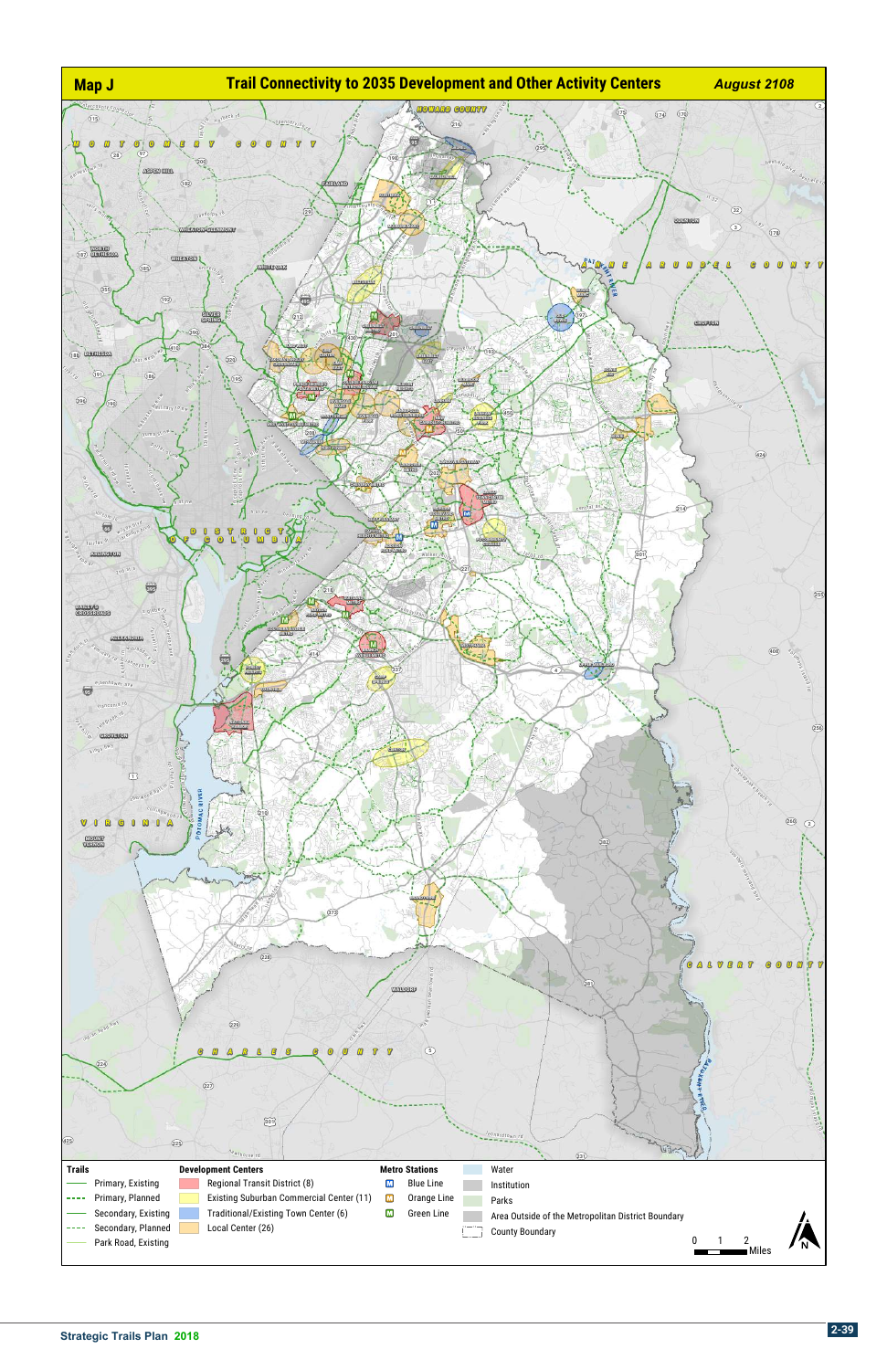## Map J Trail Connectivity to 2035 Development and Other Activity Centers

*August 2108*

**Trails**
- Primary, Existing
- Primary, Planned
- Secondary, Existing
- Secondary, Planned
- Park Road, Existing

**Development Centers**
- Regional Transit District (8)
- Existing Suburban Commercial Center (11)
- Traditional/Existing Town Center (6)
- Local Center (26)

**Metro Stations**
- Blue Line
- Orange Line
- Green Line

- Water
- Institution
- Parks
- Area Outside of the Metropolitan District Boundary
- County Boundary

0 1 2 Miles

N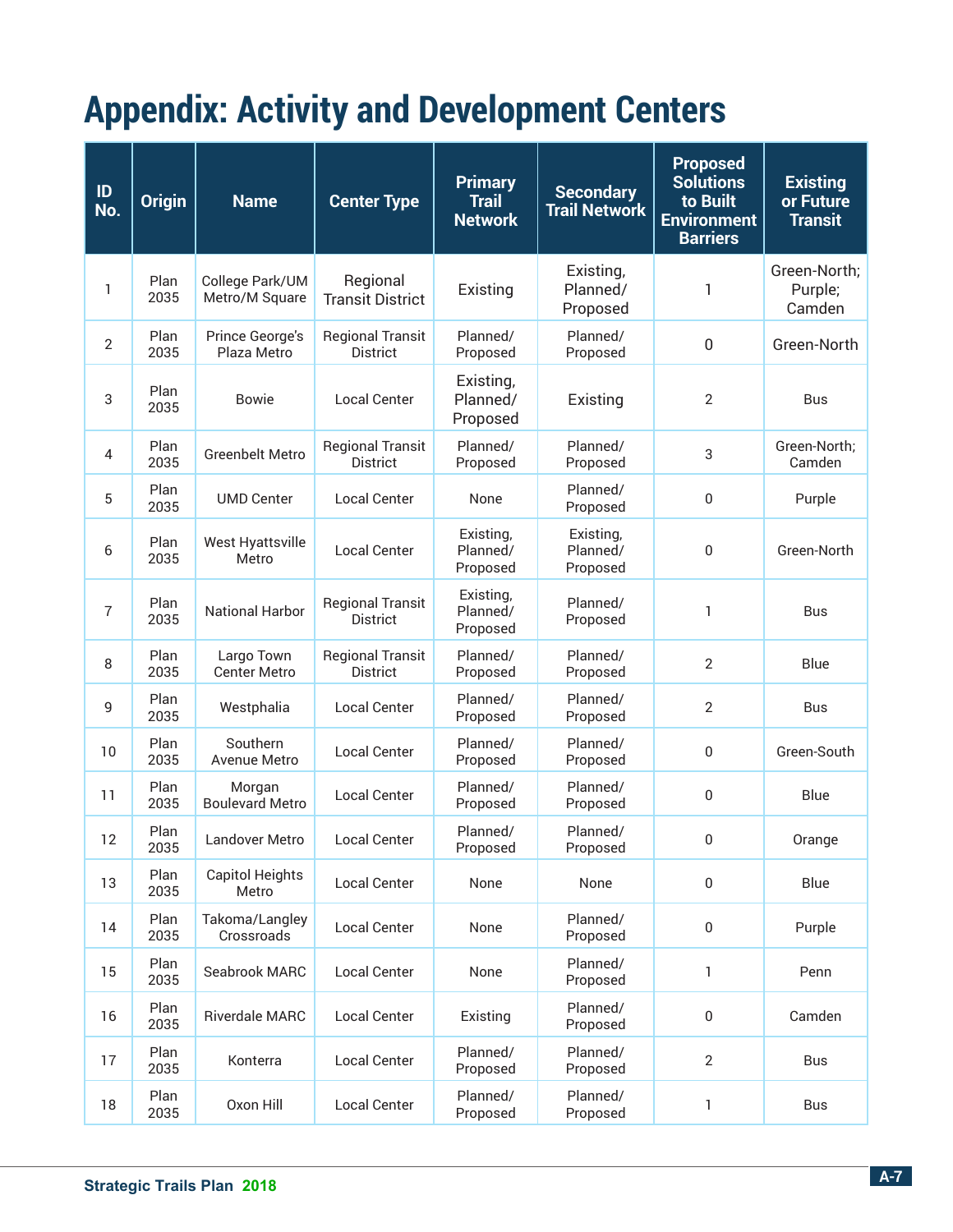# Appendix: Activity and Development Centers

| ID No. | Origin | Name | Center Type | Primary Trail Network | Secondary Trail Network | Proposed Solutions to Built Environment Barriers | Existing or Future Transit |
|---|---|---|---|---|---|---|---|
| 1 | Plan 2035 | College Park/UM Metro/M Square | Regional Transit District | Existing | Existing, Planned/ Proposed | 1 | Green-North; Purple; Camden |
| 2 | Plan 2035 | Prince George's Plaza Metro | Regional Transit District | Planned/ Proposed | Planned/ Proposed | 0 | Green-North |
| 3 | Plan 2035 | Bowie | Local Center | Existing, Planned/ Proposed | Existing | 2 | Bus |
| 4 | Plan 2035 | Greenbelt Metro | Regional Transit District | Planned/ Proposed | Planned/ Proposed | 3 | Green-North; Camden |
| 5 | Plan 2035 | UMD Center | Local Center | None | Planned/ Proposed | 0 | Purple |
| 6 | Plan 2035 | West Hyattsville Metro | Local Center | Existing, Planned/ Proposed | Existing, Planned/ Proposed | 0 | Green-North |
| 7 | Plan 2035 | National Harbor | Regional Transit District | Existing, Planned/ Proposed | Planned/ Proposed | 1 | Bus |
| 8 | Plan 2035 | Largo Town Center Metro | Regional Transit District | Planned/ Proposed | Planned/ Proposed | 2 | Blue |
| 9 | Plan 2035 | Westphalia | Local Center | Planned/ Proposed | Planned/ Proposed | 2 | Bus |
| 10 | Plan 2035 | Southern Avenue Metro | Local Center | Planned/ Proposed | Planned/ Proposed | 0 | Green-South |
| 11 | Plan 2035 | Morgan Boulevard Metro | Local Center | Planned/ Proposed | Planned/ Proposed | 0 | Blue |
| 12 | Plan 2035 | Landover Metro | Local Center | Planned/ Proposed | Planned/ Proposed | 0 | Orange |
| 13 | Plan 2035 | Capitol Heights Metro | Local Center | None | None | 0 | Blue |
| 14 | Plan 2035 | Takoma/Langley Crossroads | Local Center | None | Planned/ Proposed | 0 | Purple |
| 15 | Plan 2035 | Seabrook MARC | Local Center | None | Planned/ Proposed | 1 | Penn |
| 16 | Plan 2035 | Riverdale MARC | Local Center | Existing | Planned/ Proposed | 0 | Camden |
| 17 | Plan 2035 | Konterra | Local Center | Planned/ Proposed | Planned/ Proposed | 2 | Bus |
| 18 | Plan 2035 | Oxon Hill | Local Center | Planned/ Proposed | Planned/ Proposed | 1 | Bus |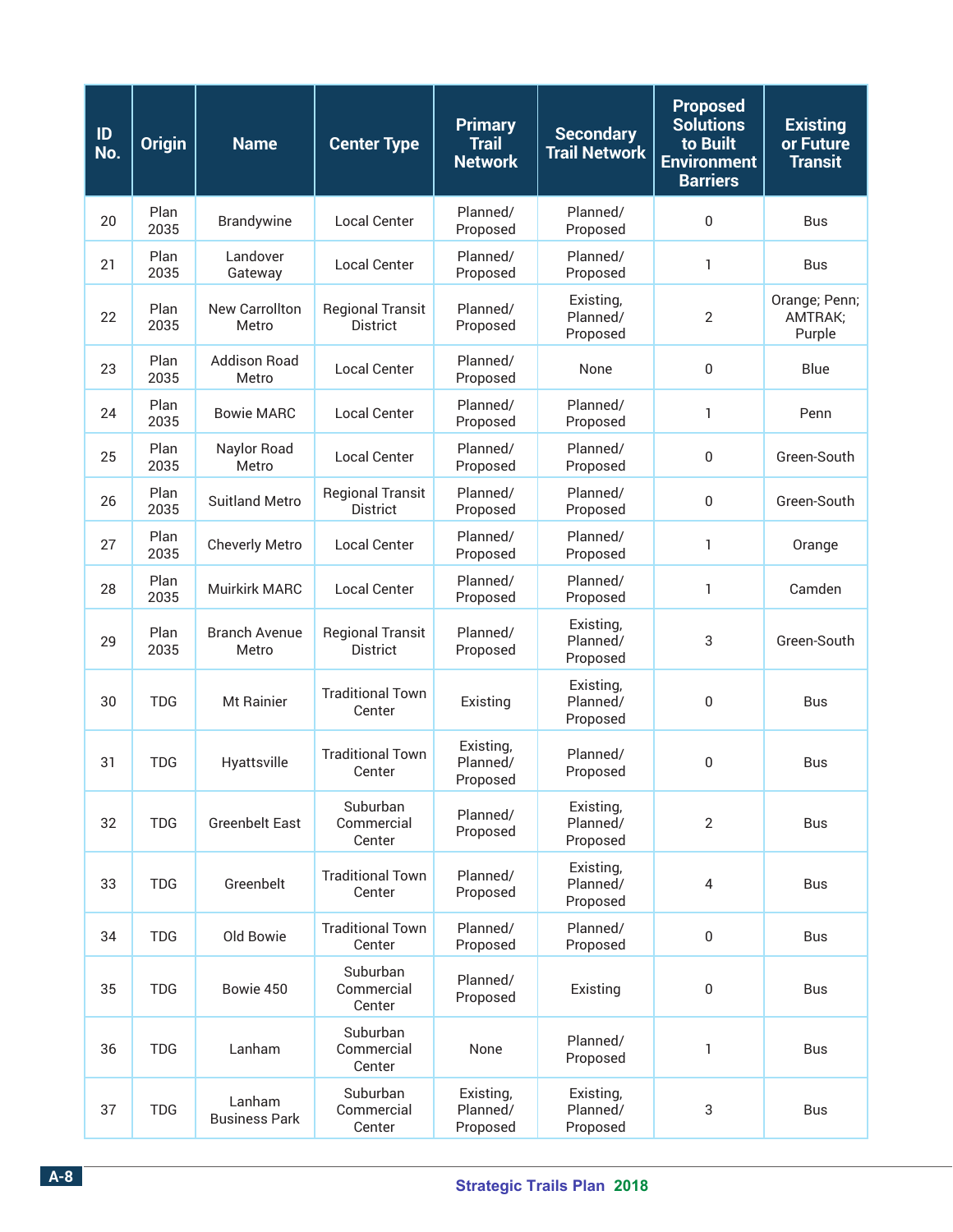| ID No. | Origin | Name | Center Type | Primary Trail Network | Secondary Trail Network | Proposed Solutions to Built Environment Barriers | Existing or Future Transit |
|---|---|---|---|---|---|---|---|
| 20 | Plan 2035 | Brandywine | Local Center | Planned/ Proposed | Planned/ Proposed | 0 | Bus |
| 21 | Plan 2035 | Landover Gateway | Local Center | Planned/ Proposed | Planned/ Proposed | 1 | Bus |
| 22 | Plan 2035 | New Carrollton Metro | Regional Transit District | Planned/ Proposed | Existing, Planned/ Proposed | 2 | Orange; Penn; AMTRAK; Purple |
| 23 | Plan 2035 | Addison Road Metro | Local Center | Planned/ Proposed | None | 0 | Blue |
| 24 | Plan 2035 | Bowie MARC | Local Center | Planned/ Proposed | Planned/ Proposed | 1 | Penn |
| 25 | Plan 2035 | Naylor Road Metro | Local Center | Planned/ Proposed | Planned/ Proposed | 0 | Green-South |
| 26 | Plan 2035 | Suitland Metro | Regional Transit District | Planned/ Proposed | Planned/ Proposed | 0 | Green-South |
| 27 | Plan 2035 | Cheverly Metro | Local Center | Planned/ Proposed | Planned/ Proposed | 1 | Orange |
| 28 | Plan 2035 | Muirkirk MARC | Local Center | Planned/ Proposed | Planned/ Proposed | 1 | Camden |
| 29 | Plan 2035 | Branch Avenue Metro | Regional Transit District | Planned/ Proposed | Existing, Planned/ Proposed | 3 | Green-South |
| 30 | TDG | Mt Rainier | Traditional Town Center | Existing | Existing, Planned/ Proposed | 0 | Bus |
| 31 | TDG | Hyattsville | Traditional Town Center | Existing, Planned/ Proposed | Planned/ Proposed | 0 | Bus |
| 32 | TDG | Greenbelt East | Suburban Commercial Center | Planned/ Proposed | Existing, Planned/ Proposed | 2 | Bus |
| 33 | TDG | Greenbelt | Traditional Town Center | Planned/ Proposed | Existing, Planned/ Proposed | 4 | Bus |
| 34 | TDG | Old Bowie | Traditional Town Center | Planned/ Proposed | Planned/ Proposed | 0 | Bus |
| 35 | TDG | Bowie 450 | Suburban Commercial Center | Planned/ Proposed | Existing | 0 | Bus |
| 36 | TDG | Lanham | Suburban Commercial Center | None | Planned/ Proposed | 1 | Bus |
| 37 | TDG | Lanham Business Park | Suburban Commercial Center | Existing, Planned/ Proposed | Existing, Planned/ Proposed | 3 | Bus |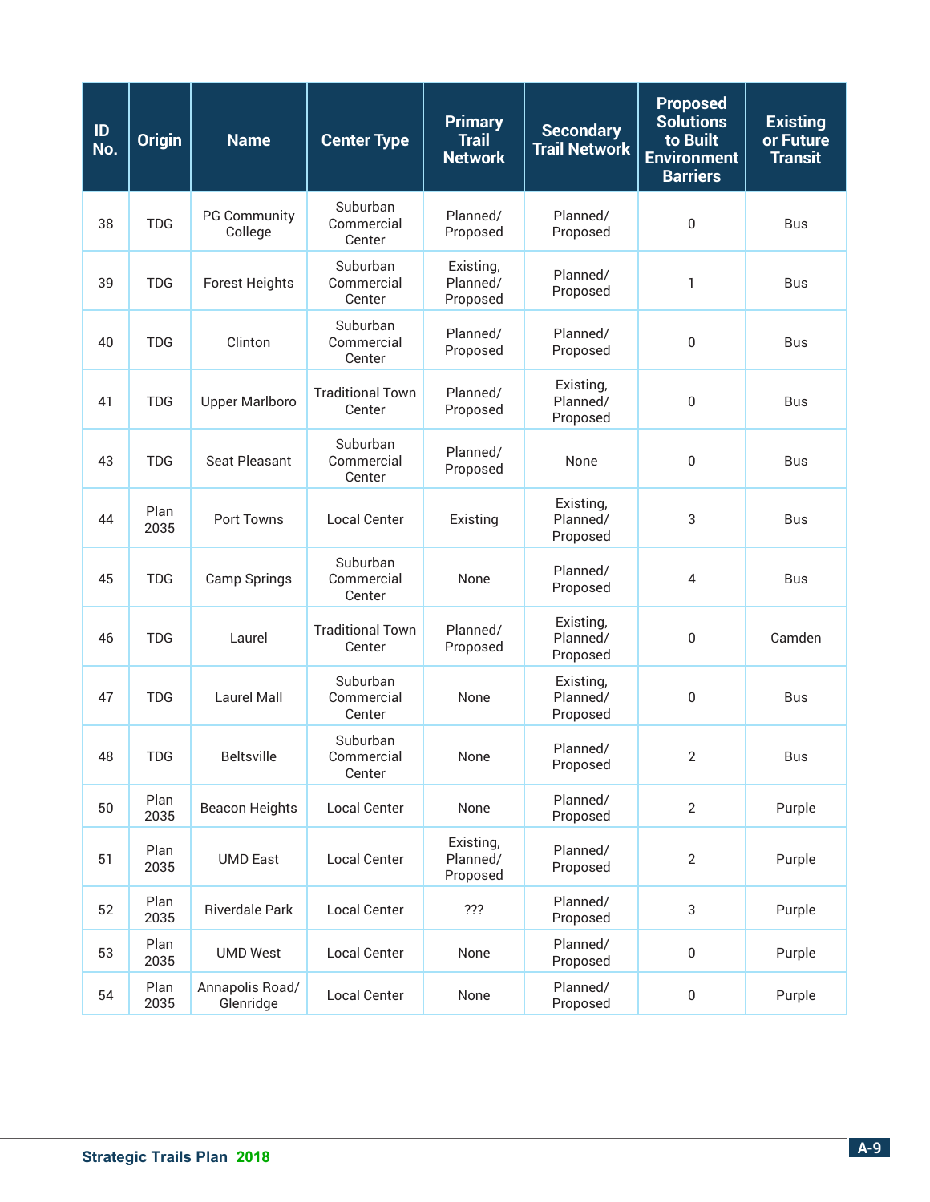| ID No. | Origin | Name | Center Type | Primary Trail Network | Secondary Trail Network | Proposed Solutions to Built Environment Barriers | Existing or Future Transit |
|---|---|---|---|---|---|---|---|
| 38 | TDG | PG Community College | Suburban Commercial Center | Planned/ Proposed | Planned/ Proposed | 0 | Bus |
| 39 | TDG | Forest Heights | Suburban Commercial Center | Existing, Planned/ Proposed | Planned/ Proposed | 1 | Bus |
| 40 | TDG | Clinton | Suburban Commercial Center | Planned/ Proposed | Planned/ Proposed | 0 | Bus |
| 41 | TDG | Upper Marlboro | Traditional Town Center | Planned/ Proposed | Existing, Planned/ Proposed | 0 | Bus |
| 43 | TDG | Seat Pleasant | Suburban Commercial Center | Planned/ Proposed | None | 0 | Bus |
| 44 | Plan 2035 | Port Towns | Local Center | Existing | Existing, Planned/ Proposed | 3 | Bus |
| 45 | TDG | Camp Springs | Suburban Commercial Center | None | Planned/ Proposed | 4 | Bus |
| 46 | TDG | Laurel | Traditional Town Center | Planned/ Proposed | Existing, Planned/ Proposed | 0 | Camden |
| 47 | TDG | Laurel Mall | Suburban Commercial Center | None | Existing, Planned/ Proposed | 0 | Bus |
| 48 | TDG | Beltsville | Suburban Commercial Center | None | Planned/ Proposed | 2 | Bus |
| 50 | Plan 2035 | Beacon Heights | Local Center | None | Planned/ Proposed | 2 | Purple |
| 51 | Plan 2035 | UMD East | Local Center | Existing, Planned/ Proposed | Planned/ Proposed | 2 | Purple |
| 52 | Plan 2035 | Riverdale Park | Local Center | ??? | Planned/ Proposed | 3 | Purple |
| 53 | Plan 2035 | UMD West | Local Center | None | Planned/ Proposed | 0 | Purple |
| 54 | Plan 2035 | Annapolis Road/ Glenridge | Local Center | None | Planned/ Proposed | 0 | Purple |